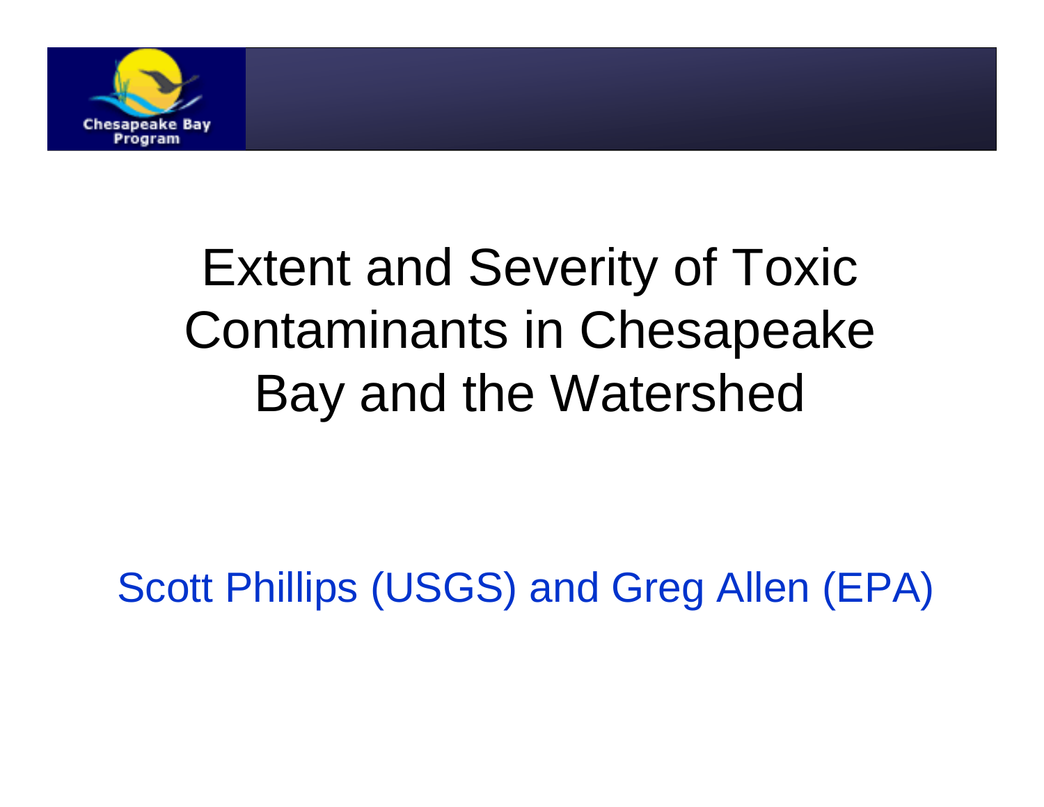Chesapeake Bay Program

# Extent and Severity of Toxic Contaminants in Chesapeake Bay and the Watershed

Scott Phillips (USGS) and Greg Allen (EPA)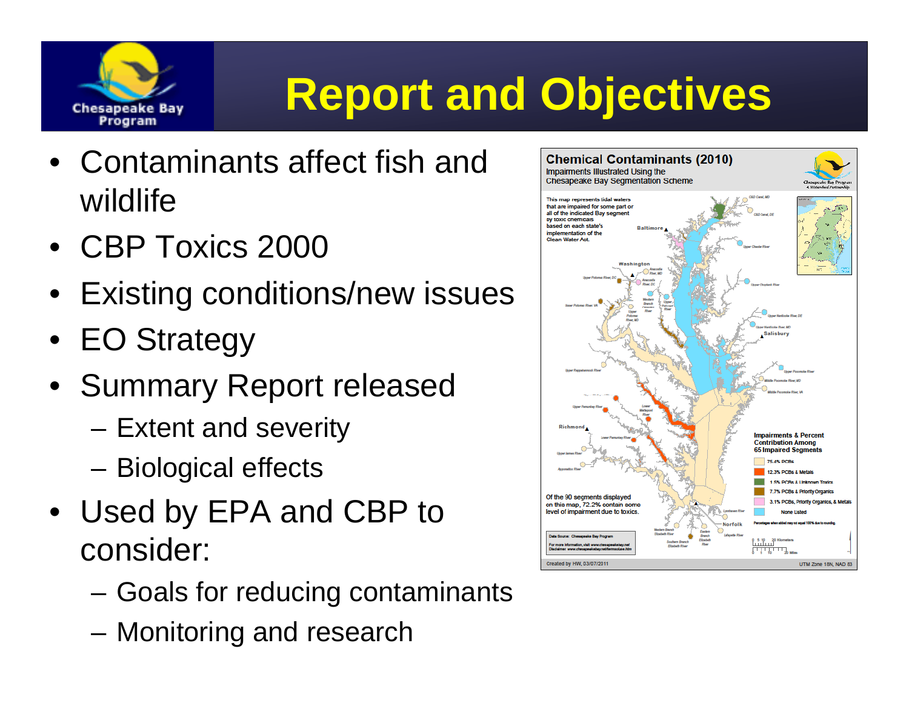# Report and Objectives

- Contaminants affect fish and wildlife
- CBP Toxics 2000
- Existing conditions/new issues
- EO Strategy
- Summary Report released
  - Extent and severity
  - Biological effects
- Used by EPA and CBP to consider:
  - Goals for reducing contaminants
  - Monitoring and research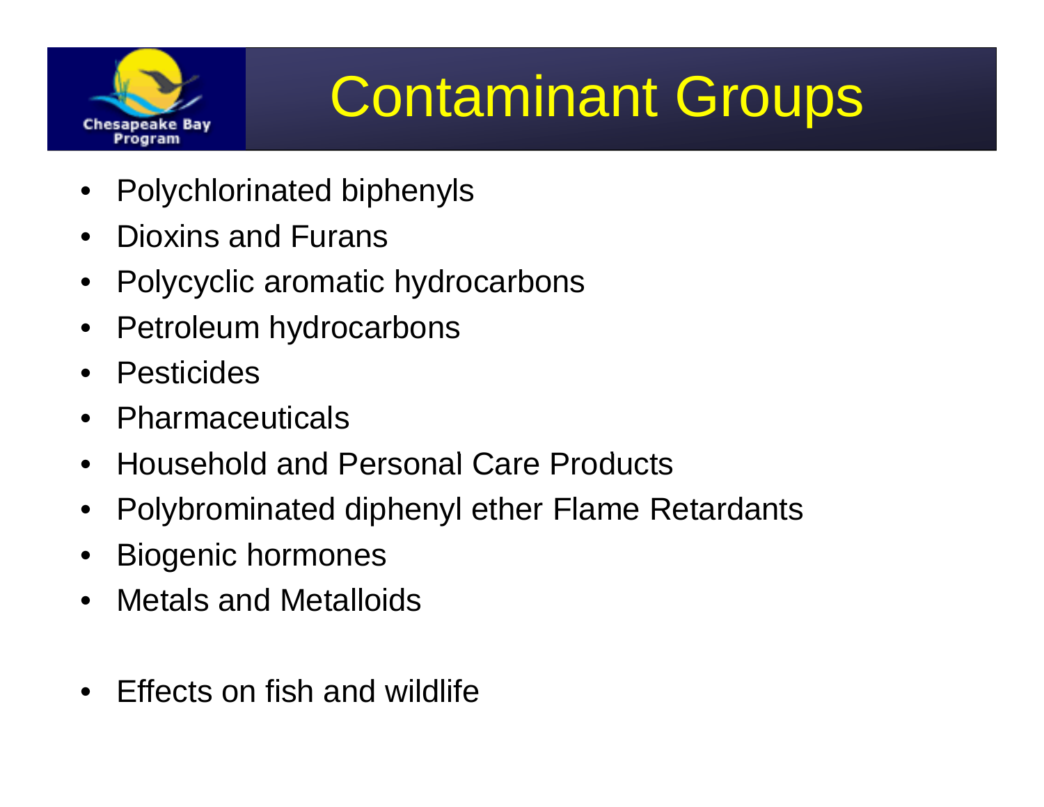# Contaminant Groups

- Polychlorinated biphenyls
- Dioxins and Furans
- Polycyclic aromatic hydrocarbons
- Petroleum hydrocarbons
- Pesticides
- Pharmaceuticals
- Household and Personal Care Products
- Polybrominated diphenyl ether Flame Retardants
- Biogenic hormones
- Metals and Metalloids

- Effects on fish and wildlife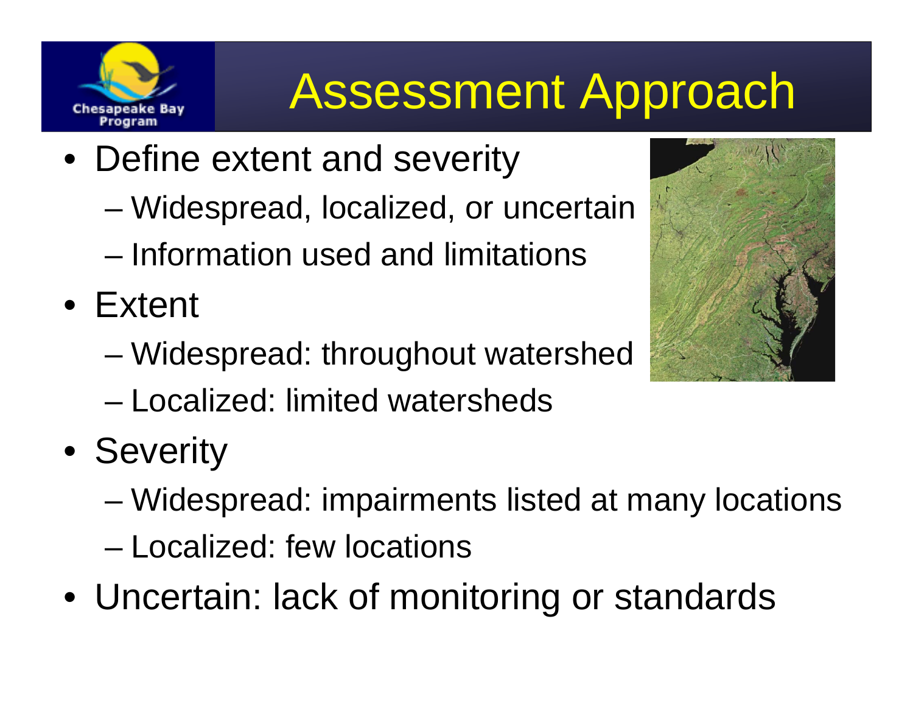# Assessment Approach

- Define extent and severity
  - Widespread, localized, or uncertain
  - Information used and limitations
- Extent
  - Widespread: throughout watershed
  - Localized: limited watersheds
- Severity
  - Widespread: impairments listed at many locations
  - Localized: few locations
- Uncertain: lack of monitoring or standards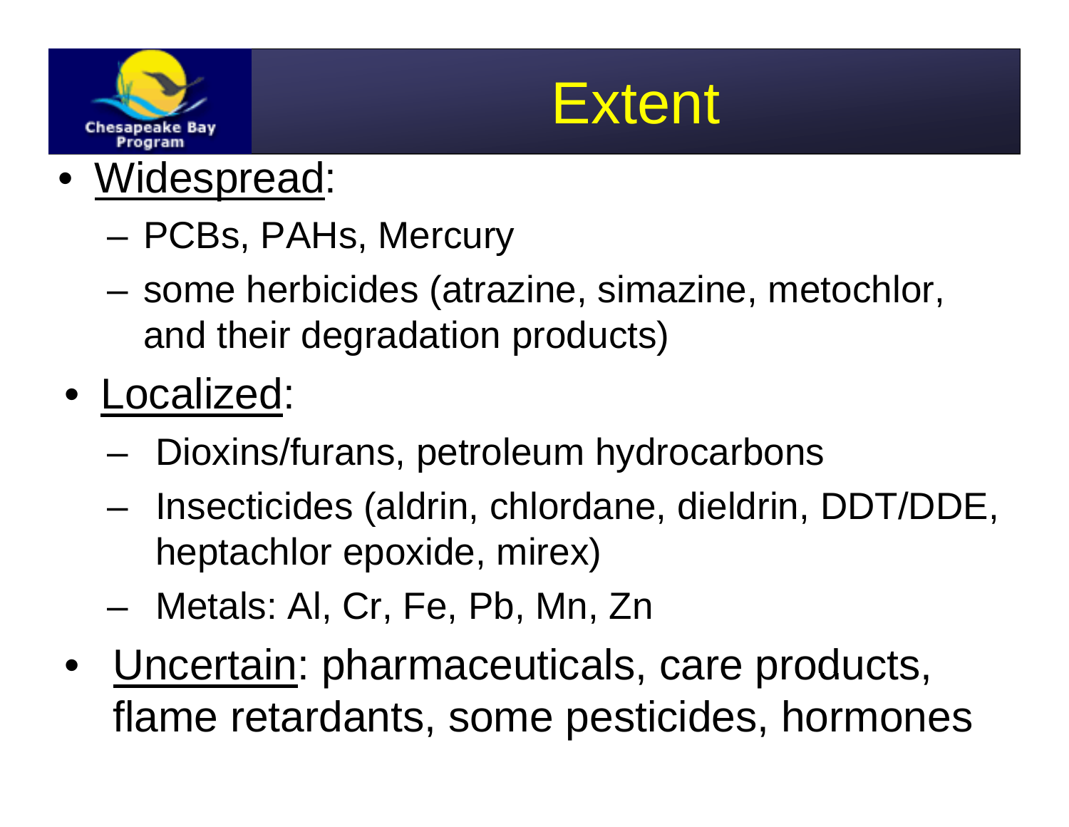# Extent

- Widespread:
  - PCBs, PAHs, Mercury
  - some herbicides (atrazine, simazine, metochlor, and their degradation products)
- Localized:
  - Dioxins/furans, petroleum hydrocarbons
  - Insecticides (aldrin, chlordane, dieldrin, DDT/DDE, heptachlor epoxide, mirex)
  - Metals: Al, Cr, Fe, Pb, Mn, Zn
- Uncertain: pharmaceuticals, care products, flame retardants, some pesticides, hormones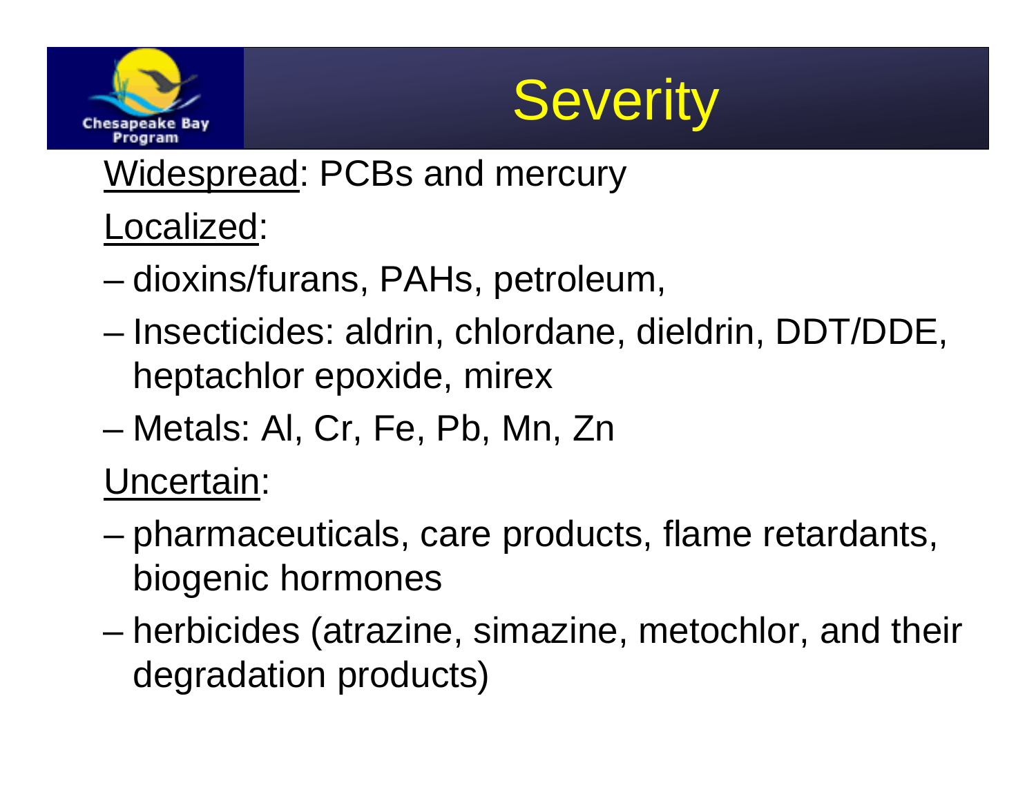# Severity

Widespread: PCBs and mercury

Localized:

- dioxins/furans, PAHs, petroleum,
- Insecticides: aldrin, chlordane, dieldrin, DDT/DDE, heptachlor epoxide, mirex
- Metals: Al, Cr, Fe, Pb, Mn, Zn

Uncertain:

- pharmaceuticals, care products, flame retardants, biogenic hormones
- herbicides (atrazine, simazine, metochlor, and their degradation products)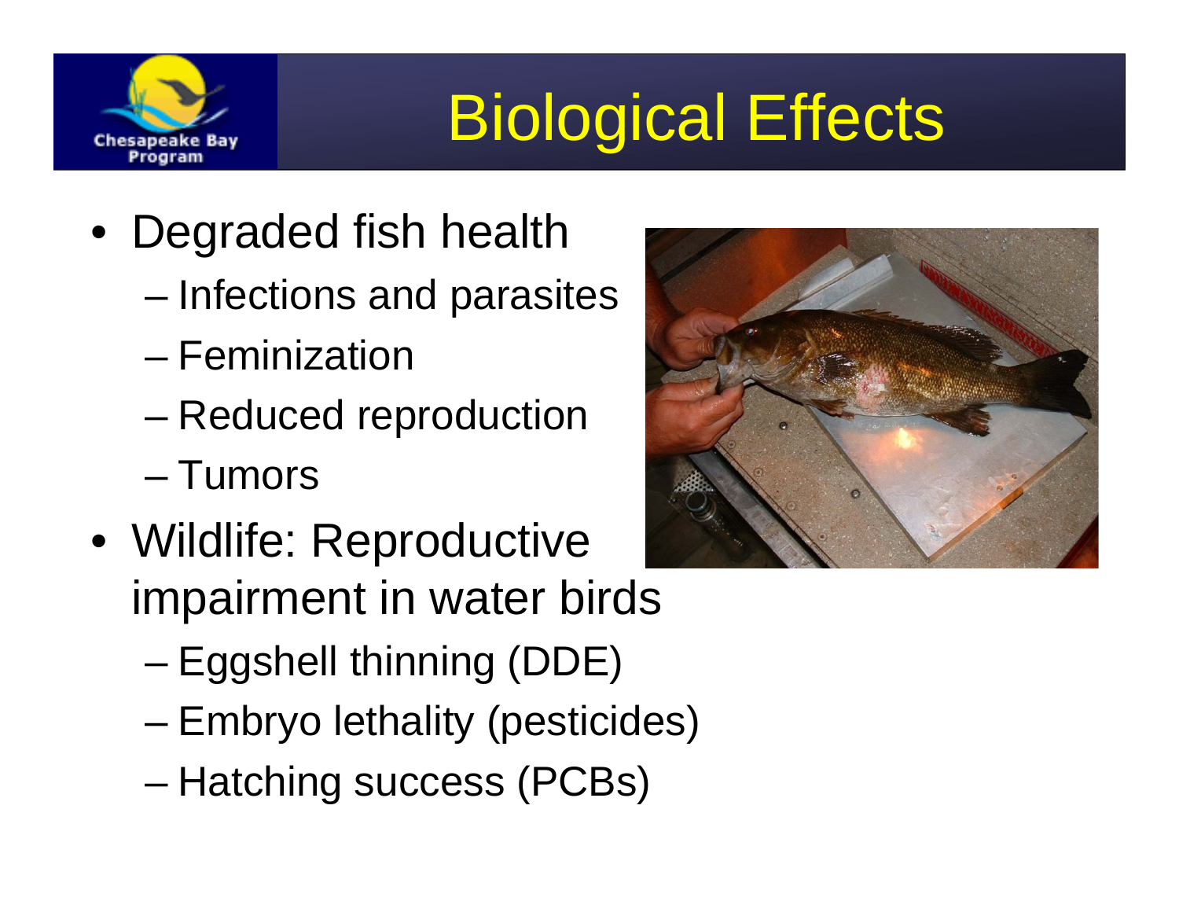# Biological Effects

- Degraded fish health
  - Infections and parasites
  - Feminization
  - Reduced reproduction
  - Tumors
- Wildlife: Reproductive impairment in water birds
  - Eggshell thinning (DDE)
  - Embryo lethality (pesticides)
  - Hatching success (PCBs)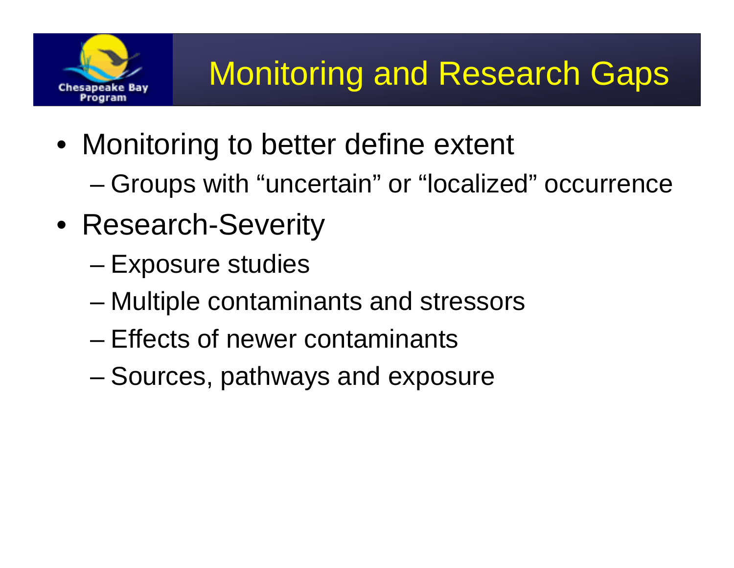# Monitoring and Research Gaps

- Monitoring to better define extent
  - Groups with “uncertain” or “localized” occurrence
- Research-Severity
  - Exposure studies
  - Multiple contaminants and stressors
  - Effects of newer contaminants
  - Sources, pathways and exposure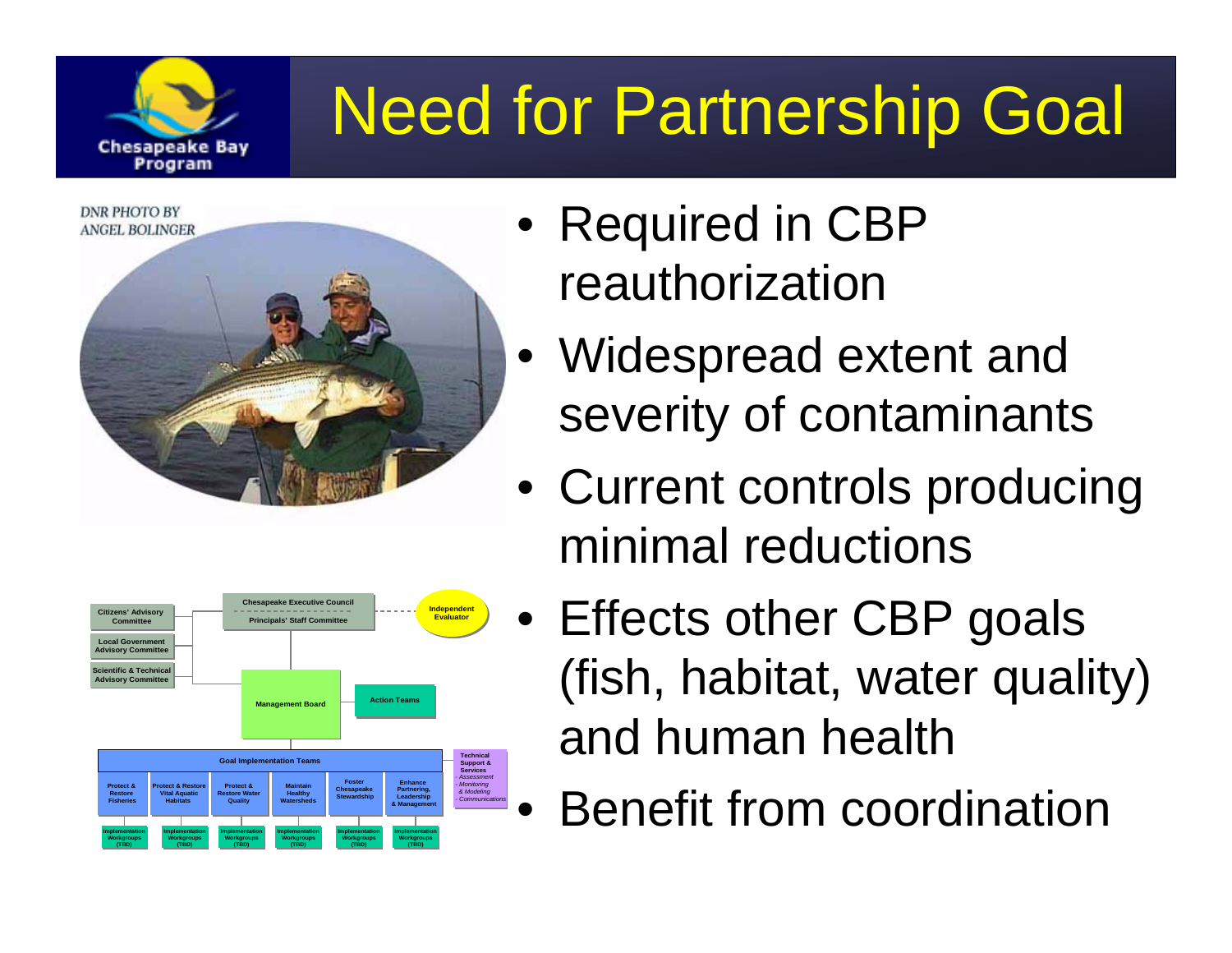# Need for Partnership Goal

- Required in CBP reauthorization
- Widespread extent and severity of contaminants
- Current controls producing minimal reductions
- Effects other CBP goals (fish, habitat, water quality) and human health
- Benefit from coordination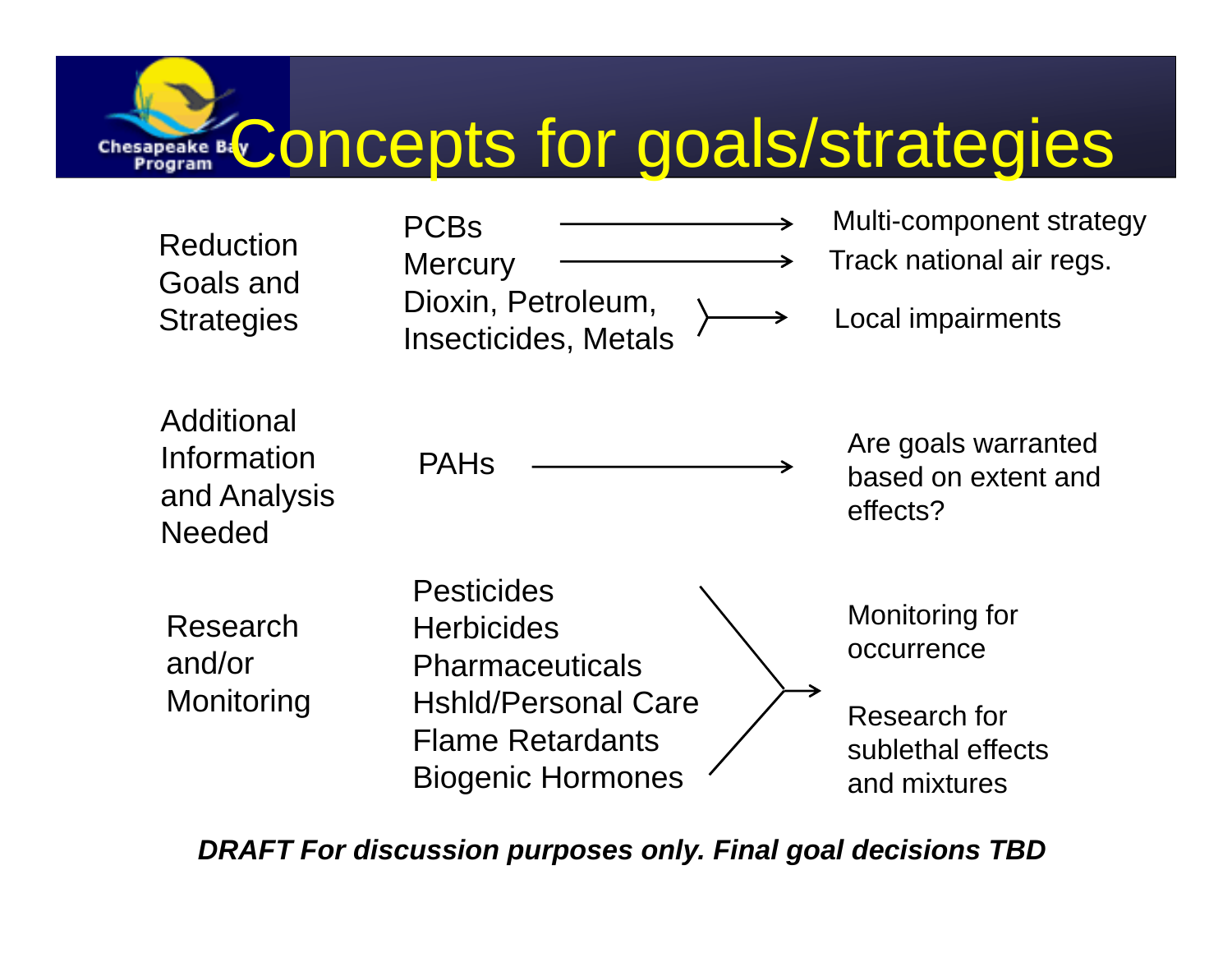# Concepts for goals/strategies

| Category | Contaminants | Approach |
| --- | --- | --- |
| Reduction Goals and Strategies | PCBs → | Multi-component strategy |
| | Mercury → | Track national air regs. |
| | Dioxin, Petroleum, Insecticides, Metals → | Local impairments |
| Additional Information and Analysis Needed | PAHs → | Are goals warranted based on extent and effects? |
| Research and/or Monitoring | Pesticides, Herbicides, Pharmaceuticals, Hshld/Personal Care, Flame Retardants, Biogenic Hormones → | Monitoring for occurrence; Research for sublethal effects and mixtures |

***DRAFT For discussion purposes only. Final goal decisions TBD***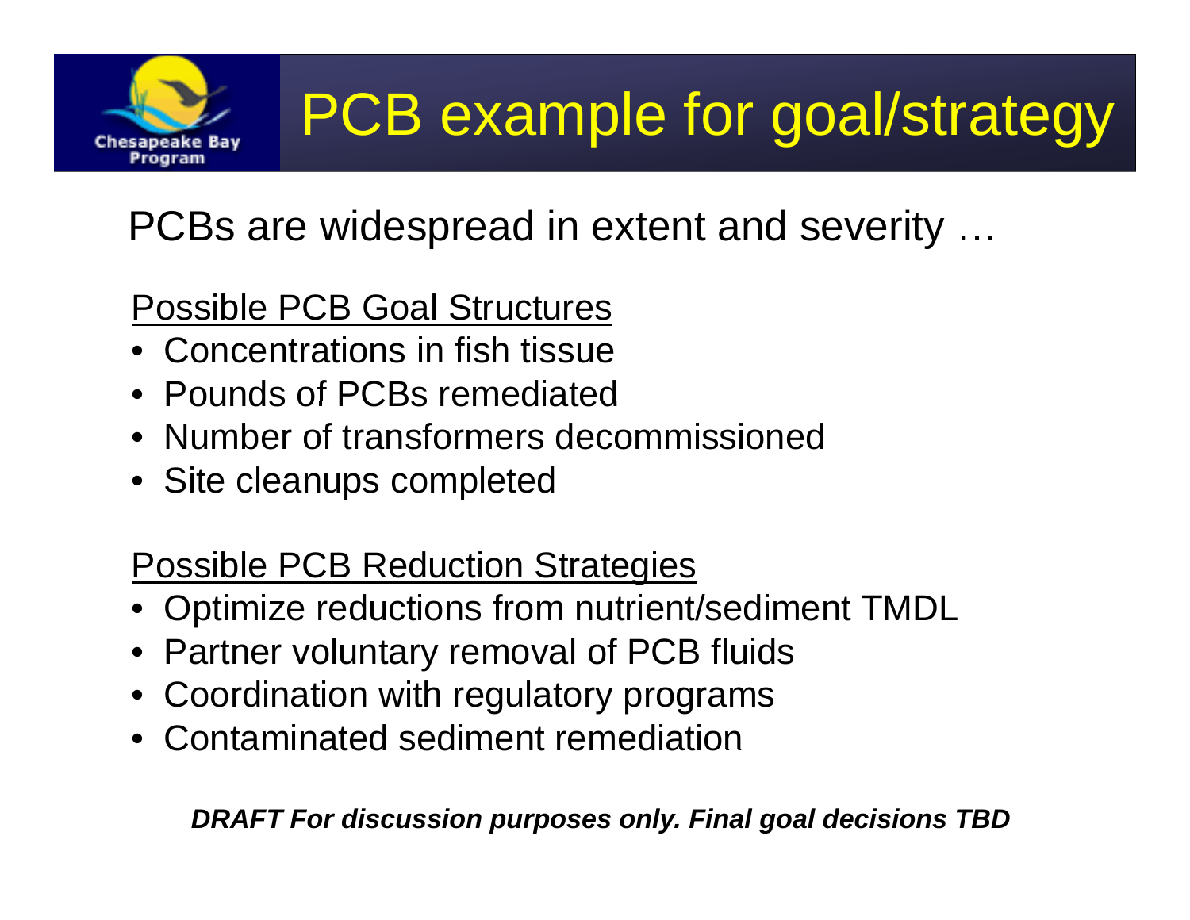# PCB example for goal/strategy

PCBs are widespread in extent and severity …

Possible PCB Goal Structures

- Concentrations in fish tissue
- Pounds of PCBs remediated
- Number of transformers decommissioned
- Site cleanups completed

Possible PCB Reduction Strategies

- Optimize reductions from nutrient/sediment TMDL
- Partner voluntary removal of PCB fluids
- Coordination with regulatory programs
- Contaminated sediment remediation

***DRAFT For discussion purposes only. Final goal decisions TBD***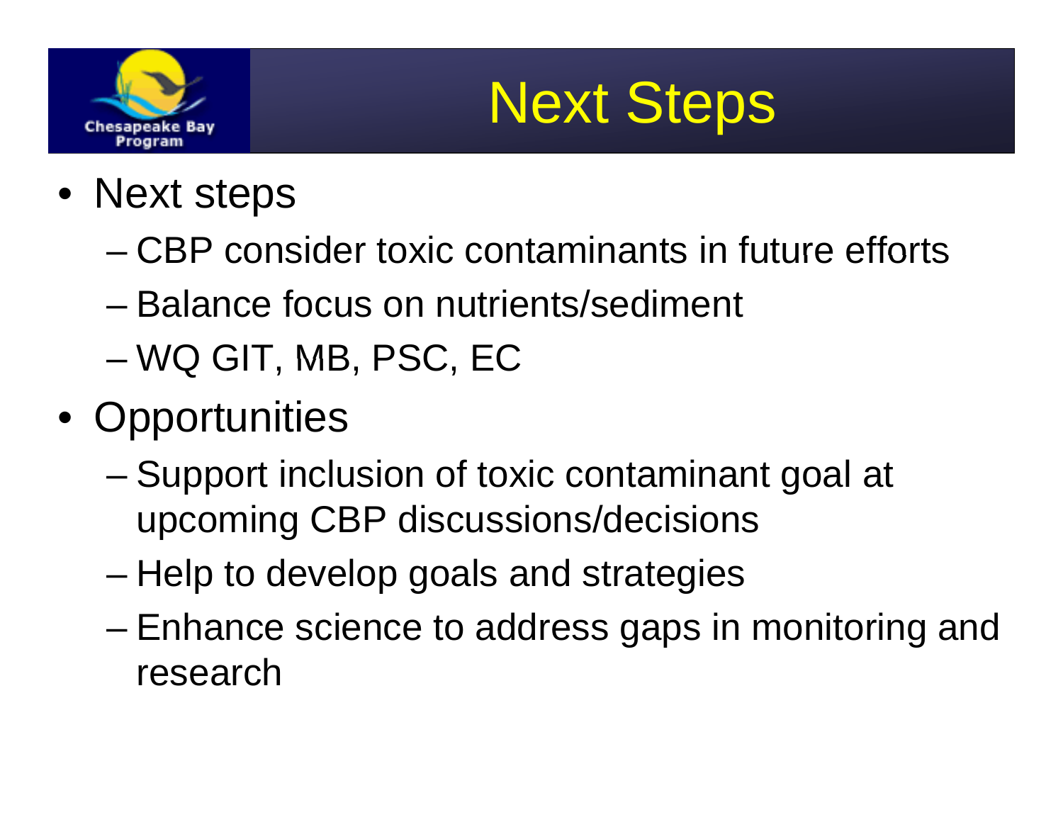# Next Steps

- Next steps
  - CBP consider toxic contaminants in future efforts
  - Balance focus on nutrients/sediment
  - WQ GIT, MB, PSC, EC
- Opportunities
  - Support inclusion of toxic contaminant goal at upcoming CBP discussions/decisions
  - Help to develop goals and strategies
  - Enhance science to address gaps in monitoring and research